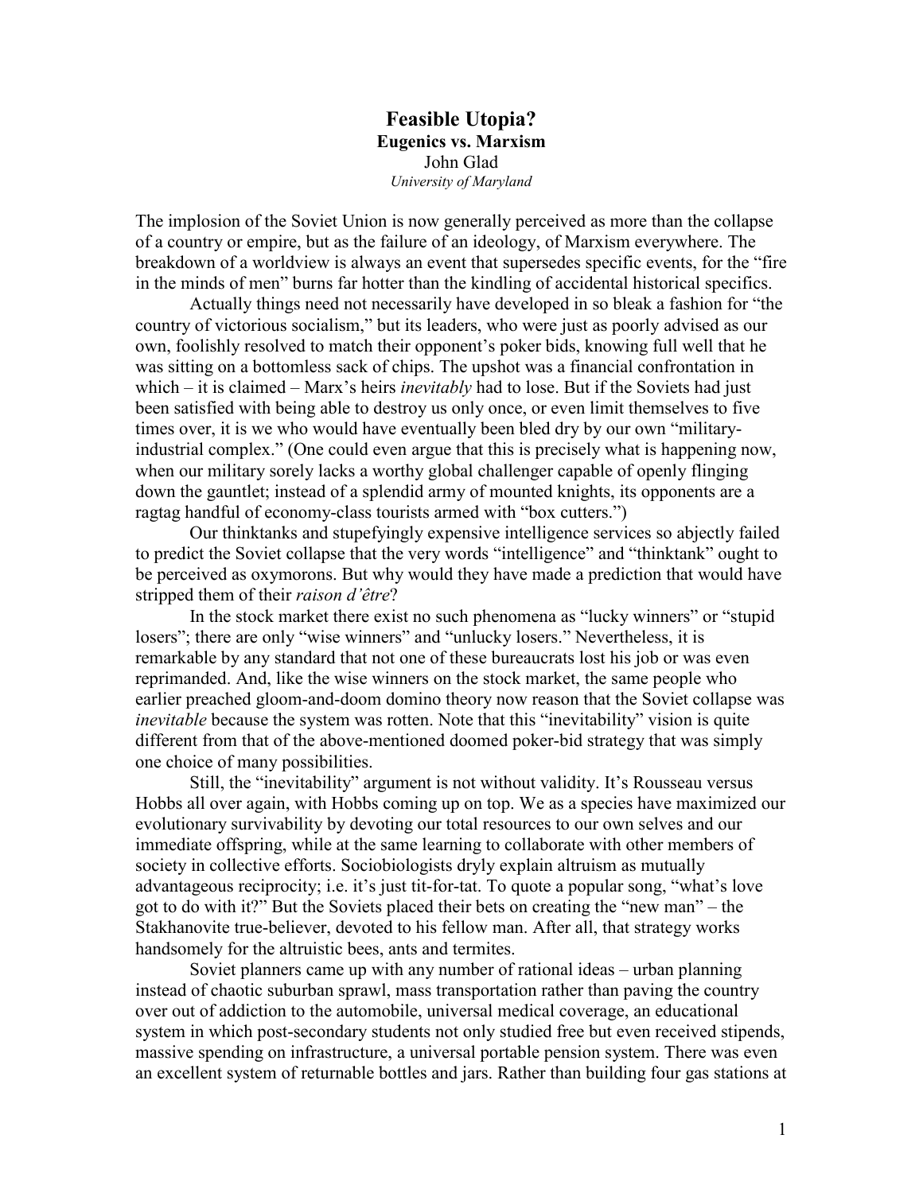# Feasible Utopia?

## Eugenics vs. Marxism

John Glad

*University of Maryland*

The implosion of the Soviet Union is now generally perceived as more than the collapse of a country or empire, but as the failure of an ideology, of Marxism everywhere. The breakdown of a worldview is always an event that supersedes specific events, for the "fire in the minds of men" burns far hotter than the kindling of accidental historical specifics.

Actually things need not necessarily have developed in so bleak a fashion for "the country of victorious socialism," but its leaders, who were just as poorly advised as our own, foolishly resolved to match their opponent's poker bids, knowing full well that he was sitting on a bottomless sack of chips. The upshot was a financial confrontation in which – it is claimed – Marx's heirs *inevitably* had to lose. But if the Soviets had just been satisfied with being able to destroy us only once, or even limit themselves to five times over, it is we who would have eventually been bled dry by our own "military-industrial complex." (One could even argue that this is precisely what is happening now, when our military sorely lacks a worthy global challenger capable of openly flinging down the gauntlet; instead of a splendid army of mounted knights, its opponents are a ragtag handful of economy-class tourists armed with "box cutters.")

Our thinktanks and stupefyingly expensive intelligence services so abjectly failed to predict the Soviet collapse that the very words "intelligence" and "thinktank" ought to be perceived as oxymorons. But why would they have made a prediction that would have stripped them of their *raison d'être*?

In the stock market there exist no such phenomena as "lucky winners" or "stupid losers"; there are only "wise winners" and "unlucky losers." Nevertheless, it is remarkable by any standard that not one of these bureaucrats lost his job or was even reprimanded. And, like the wise winners on the stock market, the same people who earlier preached gloom-and-doom domino theory now reason that the Soviet collapse was *inevitable* because the system was rotten. Note that this "inevitability" vision is quite different from that of the above-mentioned doomed poker-bid strategy that was simply one choice of many possibilities.

Still, the "inevitability" argument is not without validity. It's Rousseau versus Hobbs all over again, with Hobbs coming up on top. We as a species have maximized our evolutionary survivability by devoting our total resources to our own selves and our immediate offspring, while at the same learning to collaborate with other members of society in collective efforts. Sociobiologists dryly explain altruism as mutually advantageous reciprocity; i.e. it's just tit-for-tat. To quote a popular song, "what's love got to do with it?" But the Soviets placed their bets on creating the "new man" – the Stakhanovite true-believer, devoted to his fellow man. After all, that strategy works handsomely for the altruistic bees, ants and termites.

Soviet planners came up with any number of rational ideas – urban planning instead of chaotic suburban sprawl, mass transportation rather than paving the country over out of addiction to the automobile, universal medical coverage, an educational system in which post-secondary students not only studied free but even received stipends, massive spending on infrastructure, a universal portable pension system. There was even an excellent system of returnable bottles and jars. Rather than building four gas stations at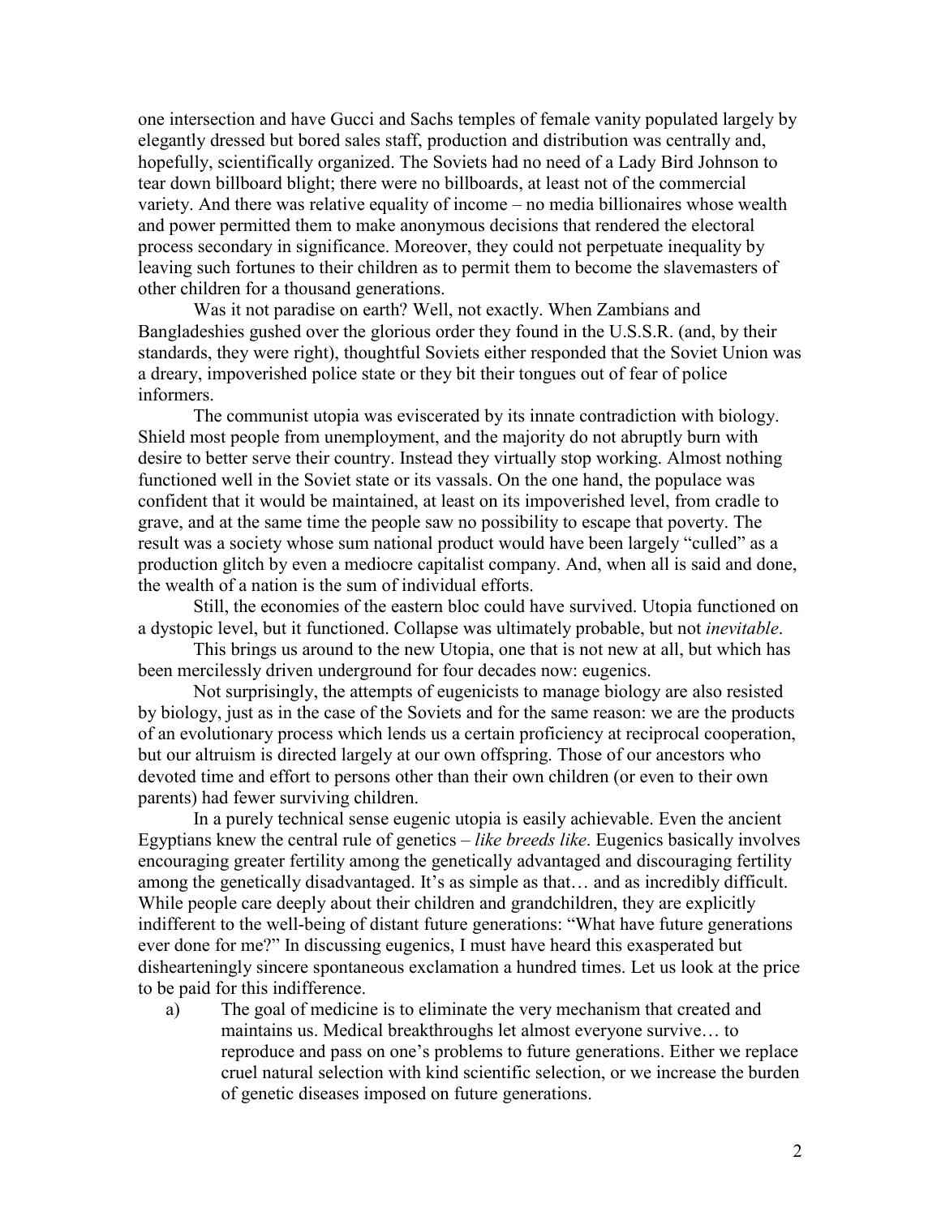one intersection and have Gucci and Sachs temples of female vanity populated largely by elegantly dressed but bored sales staff, production and distribution was centrally and, hopefully, scientifically organized. The Soviets had no need of a Lady Bird Johnson to tear down billboard blight; there were no billboards, at least not of the commercial variety. And there was relative equality of income – no media billionaires whose wealth and power permitted them to make anonymous decisions that rendered the electoral process secondary in significance. Moreover, they could not perpetuate inequality by leaving such fortunes to their children as to permit them to become the slavemasters of other children for a thousand generations.

Was it not paradise on earth? Well, not exactly. When Zambians and Bangladeshies gushed over the glorious order they found in the U.S.S.R. (and, by their standards, they were right), thoughtful Soviets either responded that the Soviet Union was a dreary, impoverished police state or they bit their tongues out of fear of police informers.

The communist utopia was eviscerated by its innate contradiction with biology. Shield most people from unemployment, and the majority do not abruptly burn with desire to better serve their country. Instead they virtually stop working. Almost nothing functioned well in the Soviet state or its vassals. On the one hand, the populace was confident that it would be maintained, at least on its impoverished level, from cradle to grave, and at the same time the people saw no possibility to escape that poverty. The result was a society whose sum national product would have been largely "culled" as a production glitch by even a mediocre capitalist company. And, when all is said and done, the wealth of a nation is the sum of individual efforts.

Still, the economies of the eastern bloc could have survived. Utopia functioned on a dystopic level, but it functioned. Collapse was ultimately probable, but not *inevitable*.

This brings us around to the new Utopia, one that is not new at all, but which has been mercilessly driven underground for four decades now: eugenics.

Not surprisingly, the attempts of eugenicists to manage biology are also resisted by biology, just as in the case of the Soviets and for the same reason: we are the products of an evolutionary process which lends us a certain proficiency at reciprocal cooperation, but our altruism is directed largely at our own offspring. Those of our ancestors who devoted time and effort to persons other than their own children (or even to their own parents) had fewer surviving children.

In a purely technical sense eugenic utopia is easily achievable. Even the ancient Egyptians knew the central rule of genetics – *like breeds like*. Eugenics basically involves encouraging greater fertility among the genetically advantaged and discouraging fertility among the genetically disadvantaged. It's as simple as that… and as incredibly difficult. While people care deeply about their children and grandchildren, they are explicitly indifferent to the well-being of distant future generations: "What have future generations ever done for me?" In discussing eugenics, I must have heard this exasperated but dishearteningly sincere spontaneous exclamation a hundred times. Let us look at the price to be paid for this indifference.

a) The goal of medicine is to eliminate the very mechanism that created and maintains us. Medical breakthroughs let almost everyone survive… to reproduce and pass on one's problems to future generations. Either we replace cruel natural selection with kind scientific selection, or we increase the burden of genetic diseases imposed on future generations.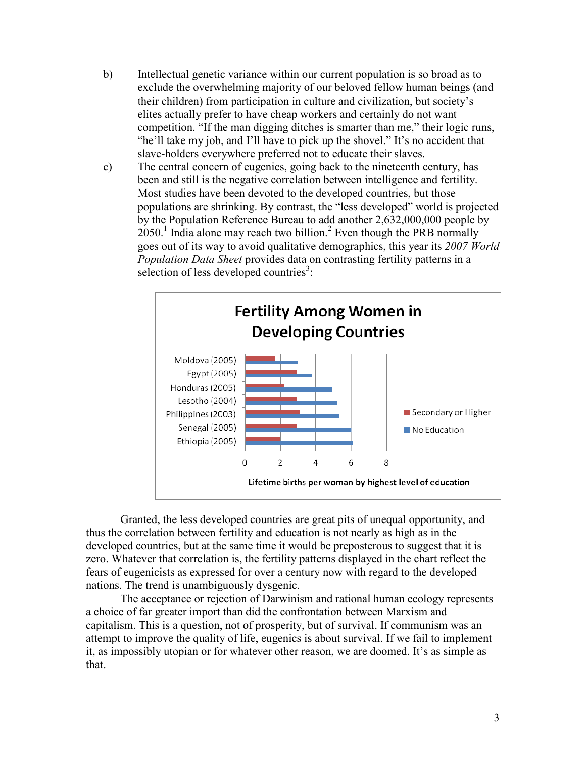b) Intellectual genetic variance within our current population is so broad as to exclude the overwhelming majority of our beloved fellow human beings (and their children) from participation in culture and civilization, but society's elites actually prefer to have cheap workers and certainly do not want competition. "If the man digging ditches is smarter than me," their logic runs, "he'll take my job, and I'll have to pick up the shovel." It's no accident that slave-holders everywhere preferred not to educate their slaves.

c) The central concern of eugenics, going back to the nineteenth century, has been and still is the negative correlation between intelligence and fertility. Most studies have been devoted to the developed countries, but those populations are shrinking. By contrast, the "less developed" world is projected by the Population Reference Bureau to add another 2,632,000,000 people by 2050.[1] India alone may reach two billion.[2] Even though the PRB normally goes out of its way to avoid qualitative demographics, this year its *2007 World Population Data Sheet* provides data on contrasting fertility patterns in a selection of less developed countries[3]:

**Fertility Among Women in Developing Countries**

Moldova (2005), Egypt (2005), Honduras (2005), Lesotho (2004), Philippines (2003), Senegal (2005), Ethiopia (2005)

Legend: Secondary or Higher; No Education

Axis: 0, 2, 4, 6, 8

Lifetime births per woman by highest level of education

Granted, the less developed countries are great pits of unequal opportunity, and thus the correlation between fertility and education is not nearly as high as in the developed countries, but at the same time it would be preposterous to suggest that it is zero. Whatever that correlation is, the fertility patterns displayed in the chart reflect the fears of eugenicists as expressed for over a century now with regard to the developed nations. The trend is unambiguously dysgenic.

The acceptance or rejection of Darwinism and rational human ecology represents a choice of far greater import than did the confrontation between Marxism and capitalism. This is a question, not of prosperity, but of survival. If communism was an attempt to improve the quality of life, eugenics is about survival. If we fail to implement it, as impossibly utopian or for whatever other reason, we are doomed. It's as simple as that.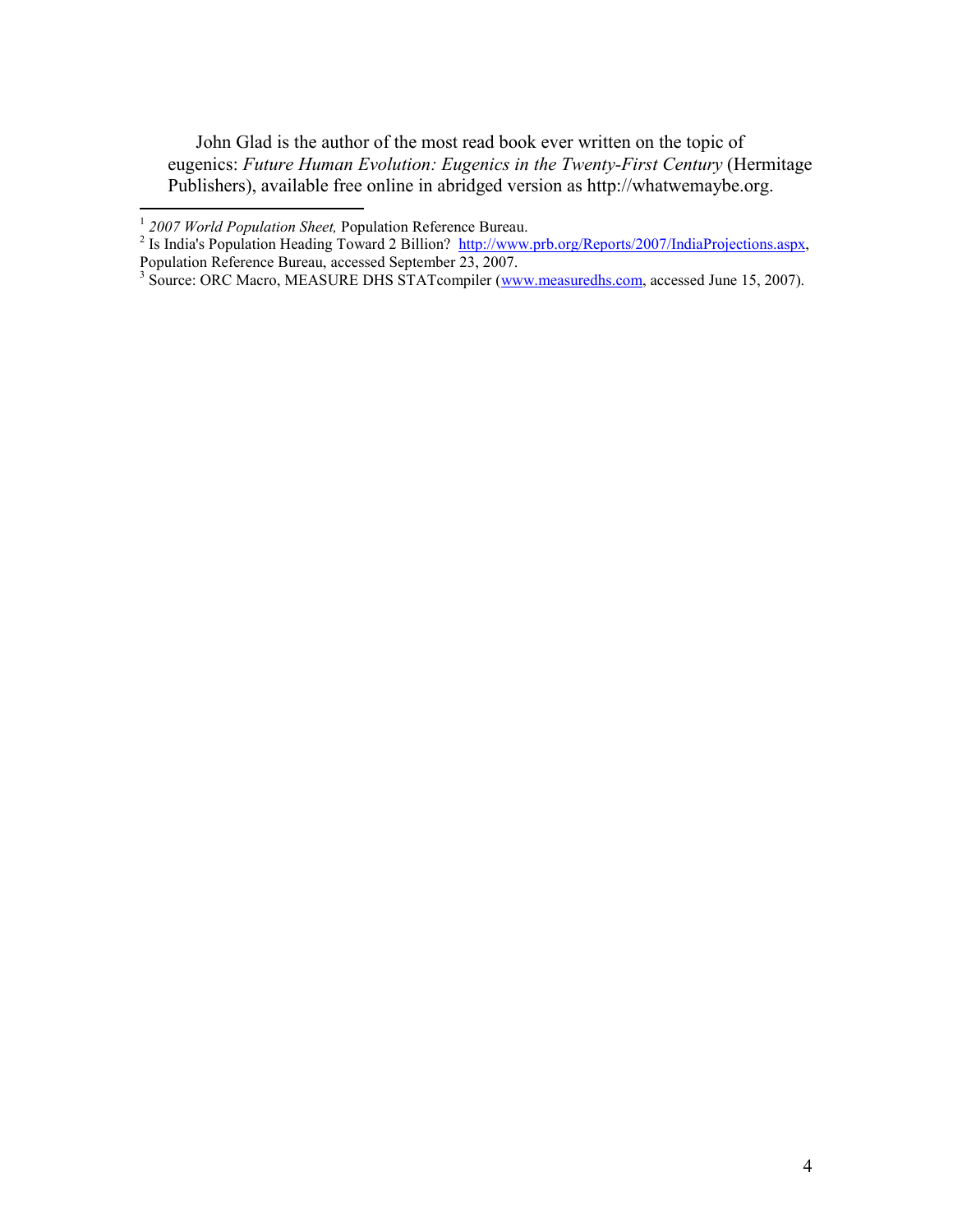John Glad is the author of the most read book ever written on the topic of eugenics: *Future Human Evolution: Eugenics in the Twenty-First Century* (Hermitage Publishers), available free online in abridged version as http://whatwemaybe.org.

---

[1] *2007 World Population Sheet,* Population Reference Bureau.

[2] Is India's Population Heading Toward 2 Billion? http://www.prb.org/Reports/2007/IndiaProjections.aspx, Population Reference Bureau, accessed September 23, 2007.

[3] Source: ORC Macro, MEASURE DHS STATcompiler (www.measuredhs.com, accessed June 15, 2007).